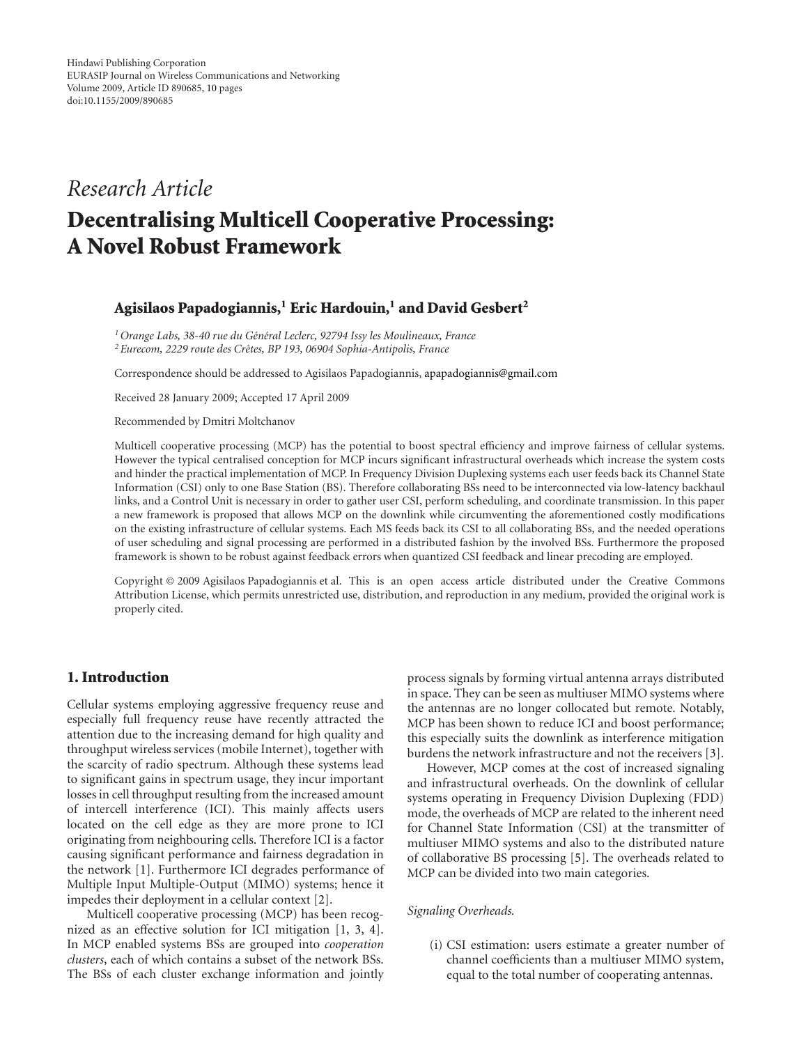Hindawi Publishing Corporation
EURASIP Journal on Wireless Communications and Networking
Volume 2009, Article ID 890685, 10 pages
doi:10.1155/2009/890685

*Research Article*

# Decentralising Multicell Cooperative Processing: A Novel Robust Framework

**Agisilaos Papadogiannis,[1] Eric Hardouin,[1] and David Gesbert[2]**

[1] *Orange Labs, 38-40 rue du Général Leclerc, 92794 Issy les Moulineaux, France*
[2] *Eurecom, 2229 route des Crêtes, BP 193, 06904 Sophia-Antipolis, France*

Correspondence should be addressed to Agisilaos Papadogiannis, apapadogiannis@gmail.com

Received 28 January 2009; Accepted 17 April 2009

Recommended by Dmitri Moltchanov

Multicell cooperative processing (MCP) has the potential to boost spectral efficiency and improve fairness of cellular systems. However the typical centralised conception for MCP incurs significant infrastructural overheads which increase the system costs and hinder the practical implementation of MCP. In Frequency Division Duplexing systems each user feeds back its Channel State Information (CSI) only to one Base Station (BS). Therefore collaborating BSs need to be interconnected via low-latency backhaul links, and a Control Unit is necessary in order to gather user CSI, perform scheduling, and coordinate transmission. In this paper a new framework is proposed that allows MCP on the downlink while circumventing the aforementioned costly modifications on the existing infrastructure of cellular systems. Each MS feeds back its CSI to all collaborating BSs, and the needed operations of user scheduling and signal processing are performed in a distributed fashion by the involved BSs. Furthermore the proposed framework is shown to be robust against feedback errors when quantized CSI feedback and linear precoding are employed.

Copyright © 2009 Agisilaos Papadogiannis et al. This is an open access article distributed under the Creative Commons Attribution License, which permits unrestricted use, distribution, and reproduction in any medium, provided the original work is properly cited.

## 1. Introduction

Cellular systems employing aggressive frequency reuse and especially full frequency reuse have recently attracted the attention due to the increasing demand for high quality and throughput wireless services (mobile Internet), together with the scarcity of radio spectrum. Although these systems lead to significant gains in spectrum usage, they incur important losses in cell throughput resulting from the increased amount of intercell interference (ICI). This mainly affects users located on the cell edge as they are more prone to ICI originating from neighbouring cells. Therefore ICI is a factor causing significant performance and fairness degradation in the network [1]. Furthermore ICI degrades performance of Multiple Input Multiple-Output (MIMO) systems; hence it impedes their deployment in a cellular context [2].

Multicell cooperative processing (MCP) has been recognized as an effective solution for ICI mitigation [1, 3, 4]. In MCP enabled systems BSs are grouped into *cooperation clusters*, each of which contains a subset of the network BSs. The BSs of each cluster exchange information and jointly process signals by forming virtual antenna arrays distributed in space. They can be seen as multiuser MIMO systems where the antennas are no longer collocated but remote. Notably, MCP has been shown to reduce ICI and boost performance; this especially suits the downlink as interference mitigation burdens the network infrastructure and not the receivers [3].

However, MCP comes at the cost of increased signaling and infrastructural overheads. On the downlink of cellular systems operating in Frequency Division Duplexing (FDD) mode, the overheads of MCP are related to the inherent need for Channel State Information (CSI) at the transmitter of multiuser MIMO systems and also to the distributed nature of collaborative BS processing [5]. The overheads related to MCP can be divided into two main categories.

*Signaling Overheads.*

(i) CSI estimation: users estimate a greater number of channel coefficients than a multiuser MIMO system, equal to the total number of cooperating antennas.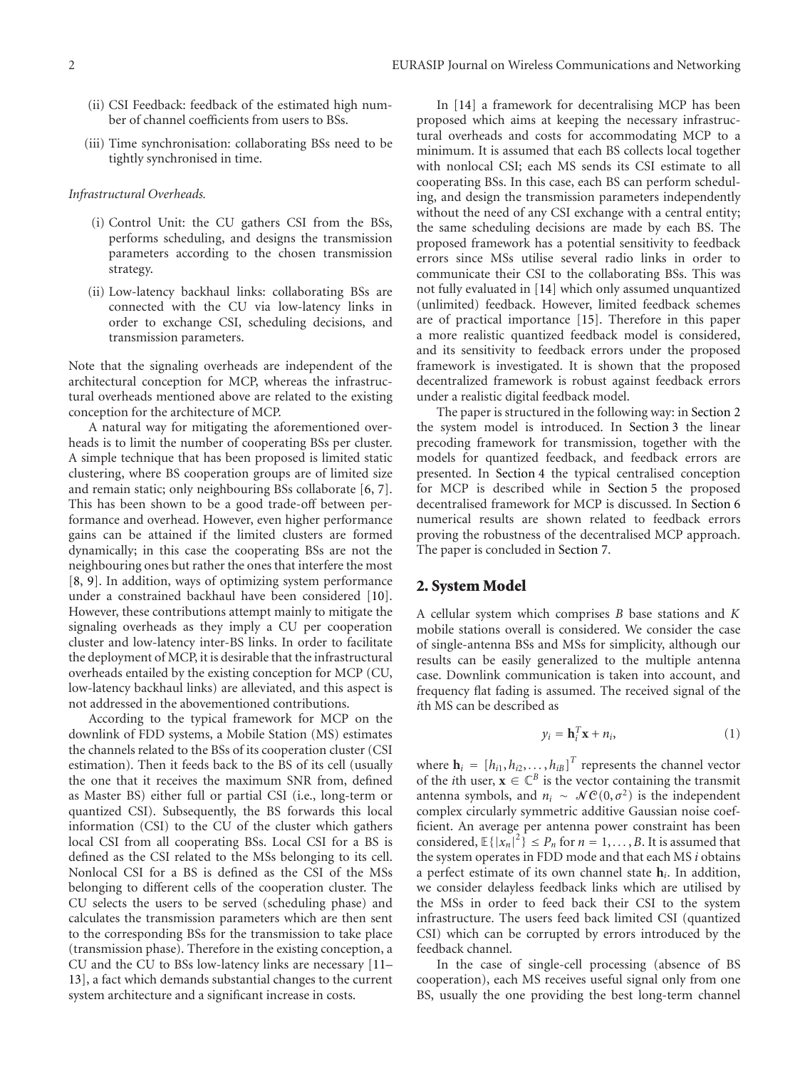(ii) CSI Feedback: feedback of the estimated high number of channel coefficients from users to BSs.

(iii) Time synchronisation: collaborating BSs need to be tightly synchronised in time.

*Infrastructural Overheads.*

(i) Control Unit: the CU gathers CSI from the BSs, performs scheduling, and designs the transmission parameters according to the chosen transmission strategy.

(ii) Low-latency backhaul links: collaborating BSs are connected with the CU via low-latency links in order to exchange CSI, scheduling decisions, and transmission parameters.

Note that the signaling overheads are independent of the architectural conception for MCP, whereas the infrastructural overheads mentioned above are related to the existing conception for the architecture of MCP.

A natural way for mitigating the aforementioned overheads is to limit the number of cooperating BSs per cluster. A simple technique that has been proposed is limited static clustering, where BS cooperation groups are of limited size and remain static; only neighbouring BSs collaborate [6, 7]. This has been shown to be a good trade-off between performance and overhead. However, even higher performance gains can be attained if the limited clusters are formed dynamically; in this case the cooperating BSs are not the neighbouring ones but rather the ones that interfere the most [8, 9]. In addition, ways of optimizing system performance under a constrained backhaul have been considered [10]. However, these contributions attempt mainly to mitigate the signaling overheads as they imply a CU per cooperation cluster and low-latency inter-BS links. In order to facilitate the deployment of MCP, it is desirable that the infrastructural overheads entailed by the existing conception for MCP (CU, low-latency backhaul links) are alleviated, and this aspect is not addressed in the abovementioned contributions.

According to the typical framework for MCP on the downlink of FDD systems, a Mobile Station (MS) estimates the channels related to the BSs of its cooperation cluster (CSI estimation). Then it feeds back to the BS of its cell (usually the one that it receives the maximum SNR from, defined as Master BS) either full or partial CSI (i.e., long-term or quantized CSI). Subsequently, the BS forwards this local information (CSI) to the CU of the cluster which gathers local CSI from all cooperating BSs. Local CSI for a BS is defined as the CSI related to the MSs belonging to its cell. Nonlocal CSI for a BS is defined as the CSI of the MSs belonging to different cells of the cooperation cluster. The CU selects the users to be served (scheduling phase) and calculates the transmission parameters which are then sent to the corresponding BSs for the transmission to take place (transmission phase). Therefore in the existing conception, a CU and the CU to BSs low-latency links are necessary [11–13], a fact which demands substantial changes to the current system architecture and a significant increase in costs.

In [14] a framework for decentralising MCP has been proposed which aims at keeping the necessary infrastructural overheads and costs for accommodating MCP to a minimum. It is assumed that each BS collects local together with nonlocal CSI; each MS sends its CSI estimate to all cooperating BSs. In this case, each BS can perform scheduling, and design the transmission parameters independently without the need of any CSI exchange with a central entity; the same scheduling decisions are made by each BS. The proposed framework has a potential sensitivity to feedback errors since MSs utilise several radio links in order to communicate their CSI to the collaborating BSs. This was not fully evaluated in [14] which only assumed unquantized (unlimited) feedback. However, limited feedback schemes are of practical importance [15]. Therefore in this paper a more realistic quantized feedback model is considered, and its sensitivity to feedback errors under the proposed framework is investigated. It is shown that the proposed decentralized framework is robust against feedback errors under a realistic digital feedback model.

The paper is structured in the following way: in Section 2 the system model is introduced. In Section 3 the linear precoding framework for transmission, together with the models for quantized feedback, and feedback errors are presented. In Section 4 the typical centralised conception for MCP is described while in Section 5 the proposed decentralised framework for MCP is discussed. In Section 6 numerical results are shown related to feedback errors proving the robustness of the decentralised MCP approach. The paper is concluded in Section 7.

## 2. System Model

A cellular system which comprises $B$ base stations and $K$ mobile stations overall is considered. We consider the case of single-antenna BSs and MSs for simplicity, although our results can be easily generalized to the multiple antenna case. Downlink communication is taken into account, and frequency flat fading is assumed. The received signal of the $i$th MS can be described as

$$y_i = \mathbf{h}_i^T \mathbf{x} + n_i, \tag{1}$$

where $\mathbf{h}_i = [h_{i1}, h_{i2}, \ldots, h_{iB}]^T$ represents the channel vector of the $i$th user, $\mathbf{x} \in \mathbb{C}^B$ is the vector containing the transmit antenna symbols, and $n_i \sim \mathcal{NC}(0, \sigma^2)$ is the independent complex circularly symmetric additive Gaussian noise coefficient. An average per antenna power constraint has been considered, $\mathbb{E}\{|x_n|^2\} \leq P_n$ for $n = 1, \ldots, B$. It is assumed that the system operates in FDD mode and that each MS $i$ obtains a perfect estimate of its own channel state $\mathbf{h}_i$. In addition, we consider delayless feedback links which are utilised by the MSs in order to feed back their CSI to the system infrastructure. The users feed back limited CSI (quantized CSI) which can be corrupted by errors introduced by the feedback channel.

In the case of single-cell processing (absence of BS cooperation), each MS receives useful signal only from one BS, usually the one providing the best long-term channel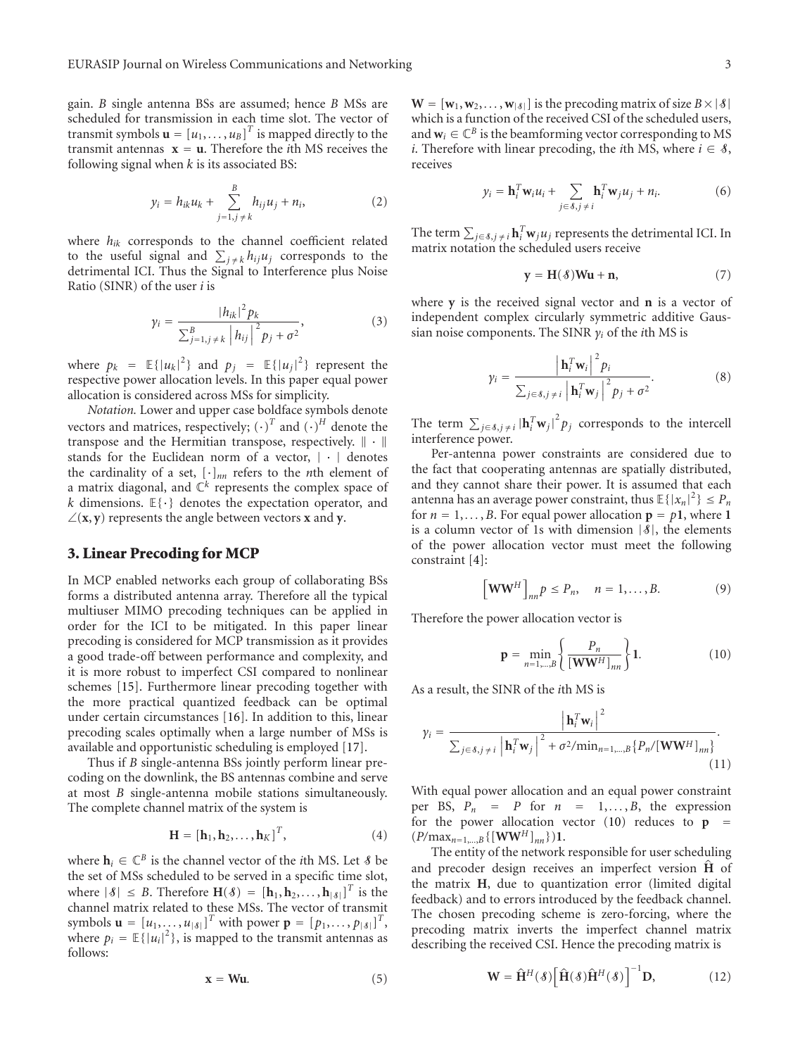gain. $B$ single antenna BSs are assumed; hence $B$ MSs are scheduled for transmission in each time slot. The vector of transmit symbols $\mathbf{u} = [u_1, \ldots, u_B]^T$ is mapped directly to the transmit antennas $\mathbf{x} = \mathbf{u}$. Therefore the $i$th MS receives the following signal when $k$ is its associated BS:

$$y_i = h_{ik}u_k + \sum_{j=1, j\neq k}^{B} h_{ij}u_j + n_i, \tag{2}$$

where $h_{ik}$ corresponds to the channel coefficient related to the useful signal and $\sum_{j\neq k} h_{ij}u_j$ corresponds to the detrimental ICI. Thus the Signal to Interference plus Noise Ratio (SINR) of the user $i$ is

$$\gamma_i = \frac{|h_{ik}|^2 p_k}{\sum_{j=1, j\neq k}^{B} \left|h_{ij}\right|^2 p_j + \sigma^2}, \tag{3}$$

where $p_k = \mathbb{E}\{|u_k|^2\}$ and $p_j = \mathbb{E}\{|u_j|^2\}$ represent the respective power allocation levels. In this paper equal power allocation is considered across MSs for simplicity.

*Notation.* Lower and upper case boldface symbols denote vectors and matrices, respectively; $(\cdot)^T$ and $(\cdot)^H$ denote the transpose and the Hermitian transpose, respectively. $\|\cdot\|$ stands for the Euclidean norm of a vector, $|\cdot|$ denotes the cardinality of a set, $[\cdot]_{nn}$ refers to the $n$th element of a matrix diagonal, and $\mathbb{C}^k$ represents the complex space of $k$ dimensions. $\mathbb{E}\{\cdot\}$ denotes the expectation operator, and $\angle(\mathbf{x}, \mathbf{y})$ represents the angle between vectors $\mathbf{x}$ and $\mathbf{y}$.

## 3. Linear Precoding for MCP

In MCP enabled networks each group of collaborating BSs forms a distributed antenna array. Therefore all the typical multiuser MIMO precoding techniques can be applied in order for the ICI to be mitigated. In this paper linear precoding is considered for MCP transmission as it provides a good trade-off between performance and complexity, and it is more robust to imperfect CSI compared to nonlinear schemes [15]. Furthermore linear precoding together with the more practical quantized feedback can be optimal under certain circumstances [16]. In addition to this, linear precoding scales optimally when a large number of MSs is available and opportunistic scheduling is employed [17].

Thus if $B$ single-antenna BSs jointly perform linear precoding on the downlink, the BS antennas combine and serve at most $B$ single-antenna mobile stations simultaneously. The complete channel matrix of the system is

$$\mathbf{H} = [\mathbf{h}_1, \mathbf{h}_2, \ldots, \mathbf{h}_K]^T, \tag{4}$$

where $\mathbf{h}_i \in \mathbb{C}^B$ is the channel vector of the $i$th MS. Let $\mathcal{S}$ be the set of MSs scheduled to be served in a specific time slot, where $|\mathcal{S}| \leq B$. Therefore $\mathbf{H}(\mathcal{S}) = [\mathbf{h}_1, \mathbf{h}_2, \ldots, \mathbf{h}_{|\mathcal{S}|}]^T$ is the channel matrix related to these MSs. The vector of transmit symbols $\mathbf{u} = [u_1, \ldots, u_{|\mathcal{S}|}]^T$ with power $\mathbf{p} = [p_1, \ldots, p_{|\mathcal{S}|}]^T$, where $p_i = \mathbb{E}\{|u_i|^2\}$, is mapped to the transmit antennas as follows:

$$\mathbf{x} = \mathbf{W}\mathbf{u}. \tag{5}$$

$\mathbf{W} = [\mathbf{w}_1, \mathbf{w}_2, \ldots, \mathbf{w}_{|\mathcal{S}|}]$ is the precoding matrix of size $B \times |\mathcal{S}|$ which is a function of the received CSI of the scheduled users, and $\mathbf{w}_i \in \mathbb{C}^B$ is the beamforming vector corresponding to MS $i$. Therefore with linear precoding, the $i$th MS, where $i \in \mathcal{S}$, receives

$$y_i = \mathbf{h}_i^T \mathbf{w}_i u_i + \sum_{j\in\mathcal{S}, j\neq i} \mathbf{h}_i^T \mathbf{w}_j u_j + n_i. \tag{6}$$

The term $\sum_{j\in\mathcal{S}, j\neq i} \mathbf{h}_i^T \mathbf{w}_j u_j$ represents the detrimental ICI. In matrix notation the scheduled users receive

$$\mathbf{y} = \mathbf{H}(\mathcal{S})\mathbf{W}\mathbf{u} + \mathbf{n}, \tag{7}$$

where $\mathbf{y}$ is the received signal vector and $\mathbf{n}$ is a vector of independent complex circularly symmetric additive Gaussian noise components. The SINR $\gamma_i$ of the $i$th MS is

$$\gamma_i = \frac{\left|\mathbf{h}_i^T \mathbf{w}_i\right|^2 p_i}{\sum_{j\in\mathcal{S}, j\neq i} \left|\mathbf{h}_i^T \mathbf{w}_j\right|^2 p_j + \sigma^2}. \tag{8}$$

The term $\sum_{j\in\mathcal{S}, j\neq i} |\mathbf{h}_i^T \mathbf{w}_j|^2 p_j$ corresponds to the intercell interference power.

Per-antenna power constraints are considered due to the fact that cooperating antennas are spatially distributed, and they cannot share their power. It is assumed that each antenna has an average power constraint, thus $\mathbb{E}\{|x_n|^2\} \leq P_n$ for $n = 1, \ldots, B$. For equal power allocation $\mathbf{p} = p\mathbf{1}$, where $\mathbf{1}$ is a column vector of 1s with dimension $|\mathcal{S}|$, the elements of the power allocation vector must meet the following constraint [4]:

$$\left[\mathbf{W}\mathbf{W}^H\right]_{nn} p \leq P_n, \quad n = 1, \ldots, B. \tag{9}$$

Therefore the power allocation vector is

$$\mathbf{p} = \min_{n=1,\ldots,B} \left\{ \frac{P_n}{[\mathbf{W}\mathbf{W}^H]_{nn}} \right\} \mathbf{1}. \tag{10}$$

As a result, the SINR of the $i$th MS is

$$\gamma_i = \frac{\left|\mathbf{h}_i^T \mathbf{w}_i\right|^2}{\sum_{j\in\mathcal{S}, j\neq i} \left|\mathbf{h}_i^T \mathbf{w}_j\right|^2 + \sigma^2 / \min_{n=1,\ldots,B}\{P_n/[\mathbf{W}\mathbf{W}^H]_{nn}\}}. \tag{11}$$

With equal power allocation and an equal power constraint per BS, $P_n = P$ for $n = 1, \ldots, B$, the expression for the power allocation vector (10) reduces to $\mathbf{p} = (P/\max_{n=1,\ldots,B}\{[\mathbf{W}\mathbf{W}^H]_{nn}\})\mathbf{1}$.

The entity of the network responsible for user scheduling and precoder design receives an imperfect version $\hat{\mathbf{H}}$ of the matrix $\mathbf{H}$, due to quantization error (limited digital feedback) and to errors introduced by the feedback channel. The chosen precoding scheme is zero-forcing, where the precoding matrix inverts the imperfect channel matrix describing the received CSI. Hence the precoding matrix is

$$\mathbf{W} = \hat{\mathbf{H}}^H(\mathcal{S}) \left[\hat{\mathbf{H}}(\mathcal{S}) \hat{\mathbf{H}}^H(\mathcal{S})\right]^{-1} \mathbf{D}, \tag{12}$$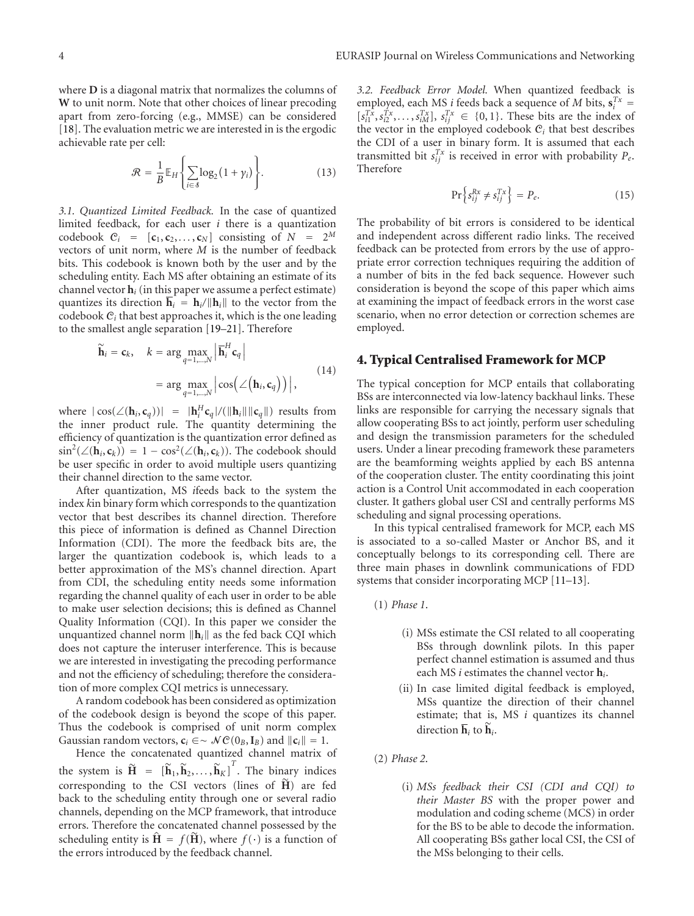where $\mathbf{D}$ is a diagonal matrix that normalizes the columns of $\mathbf{W}$ to unit norm. Note that other choices of linear precoding apart from zero-forcing (e.g., MMSE) can be considered [18]. The evaluation metric we are interested in is the ergodic achievable rate per cell:

$$\mathcal{R} = \frac{1}{B}\mathbb{E}_H\left\{\sum_{i\in\mathcal{S}}\log_2(1+\gamma_i)\right\}. \tag{13}$$

*3.1. Quantized Limited Feedback.* In the case of quantized limited feedback, for each user $i$ there is a quantization codebook $\mathcal{C}_i = [\mathbf{c}_1, \mathbf{c}_2, \ldots, \mathbf{c}_N]$ consisting of $N = 2^M$ vectors of unit norm, where $M$ is the number of feedback bits. This codebook is known both by the user and by the scheduling entity. Each MS after obtaining an estimate of its channel vector $\mathbf{h}_i$ (in this paper we assume a perfect estimate) quantizes its direction $\overline{\mathbf{h}}_i = \mathbf{h}_i/\|\mathbf{h}_i\|$ to the vector from the codebook $\mathcal{C}_i$ that best approaches it, which is the one leading to the smallest angle separation [19–21]. Therefore

$$\begin{aligned}\widetilde{\mathbf{h}}_i = \mathbf{c}_k, \quad k &= \arg\max_{q=1,\ldots,N}\left|\overline{\mathbf{h}}_i^H\mathbf{c}_q\right| \\ &= \arg\max_{q=1,\ldots,N}\left|\cos\left(\angle\left(\mathbf{h}_i,\mathbf{c}_q\right)\right)\right|,\end{aligned} \tag{14}$$

where $|\cos(\angle(\mathbf{h}_i, \mathbf{c}_q))| = |\mathbf{h}_i^H\mathbf{c}_q|/(\|\mathbf{h}_i\|\|\mathbf{c}_q\|)$ results from the inner product rule. The quantity determining the efficiency of quantization is the quantization error defined as $\sin^2(\angle(\mathbf{h}_i, \mathbf{c}_k)) = 1 - \cos^2(\angle(\mathbf{h}_i, \mathbf{c}_k))$. The codebook should be user specific in order to avoid multiple users quantizing their channel direction to the same vector.

After quantization, MS $i$feeds back to the system the index $k$in binary form which corresponds to the quantization vector that best describes its channel direction. Therefore this piece of information is defined as Channel Direction Information (CDI). The more the feedback bits are, the larger the quantization codebook is, which leads to a better approximation of the MS's channel direction. Apart from CDI, the scheduling entity needs some information regarding the channel quality of each user in order to be able to make user selection decisions; this is defined as Channel Quality Information (CQI). In this paper we consider the unquantized channel norm $\|\mathbf{h}_i\|$ as the fed back CQI which does not capture the interuser interference. This is because we are interested in investigating the precoding performance and not the efficiency of scheduling; therefore the consideration of more complex CQI metrics is unnecessary.

A random codebook has been considered as optimization of the codebook design is beyond the scope of this paper. Thus the codebook is comprised of unit norm complex Gaussian random vectors, $\mathbf{c}_i \in\sim \mathcal{NC}(0_B, \mathbf{I}_B)$ and $\|\mathbf{c}_i\| = 1$.

Hence the concatenated quantized channel matrix of the system is $\widetilde{\mathbf{H}} = [\widetilde{\mathbf{h}}_1, \widetilde{\mathbf{h}}_2, \ldots, \widetilde{\mathbf{h}}_K]^T$. The binary indices corresponding to the CSI vectors (lines of $\widetilde{\mathbf{H}}$) are fed back to the scheduling entity through one or several radio channels, depending on the MCP framework, that introduce errors. Therefore the concatenated channel possessed by the scheduling entity is $\widehat{\mathbf{H}} = f(\widetilde{\mathbf{H}})$, where $f(\cdot)$ is a function of the errors introduced by the feedback channel.

*3.2. Feedback Error Model.* When quantized feedback is employed, each MS $i$ feeds back a sequence of $M$ bits, $\mathbf{s}_i^{Tx} = [s_{i1}^{Tx}, s_{i2}^{Tx}, \ldots, s_{iM}^{Tx}]$, $s_{ij}^{Tx} \in \{0, 1\}$. These bits are the index of the vector in the employed codebook $\mathcal{C}_i$ that best describes the CDI of a user in binary form. It is assumed that each transmitted bit $s_{ij}^{Tx}$ is received in error with probability $P_e$. Therefore

$$\Pr\left\{s_{ij}^{Rx} \neq s_{ij}^{Tx}\right\} = P_e. \tag{15}$$

The probability of bit errors is considered to be identical and independent across different radio links. The received feedback can be protected from errors by the use of appropriate error correction techniques requiring the addition of a number of bits in the fed back sequence. However such consideration is beyond the scope of this paper which aims at examining the impact of feedback errors in the worst case scenario, when no error detection or correction schemes are employed.

## 4. Typical Centralised Framework for MCP

The typical conception for MCP entails that collaborating BSs are interconnected via low-latency backhaul links. These links are responsible for carrying the necessary signals that allow cooperating BSs to act jointly, perform user scheduling and design the transmission parameters for the scheduled users. Under a linear precoding framework these parameters are the beamforming weights applied by each BS antenna of the cooperation cluster. The entity coordinating this joint action is a Control Unit accommodated in each cooperation cluster. It gathers global user CSI and centrally performs MS scheduling and signal processing operations.

In this typical centralised framework for MCP, each MS is associated to a so-called Master or Anchor BS, and it conceptually belongs to its corresponding cell. There are three main phases in downlink communications of FDD systems that consider incorporating MCP [11–13].

(1) *Phase 1.*

(i) MSs estimate the CSI related to all cooperating BSs through downlink pilots. In this paper perfect channel estimation is assumed and thus each MS $i$ estimates the channel vector $\mathbf{h}_i$.

(ii) In case limited digital feedback is employed, MSs quantize the direction of their channel estimate; that is, MS $i$ quantizes its channel direction $\overline{\mathbf{h}}_i$ to $\widetilde{\mathbf{h}}_i$.

(2) *Phase 2.*

(i) *MSs feedback their CSI (CDI and CQI) to their Master BS* with the proper power and modulation and coding scheme (MCS) in order for the BS to be able to decode the information. All cooperating BSs gather local CSI, the CSI of the MSs belonging to their cells.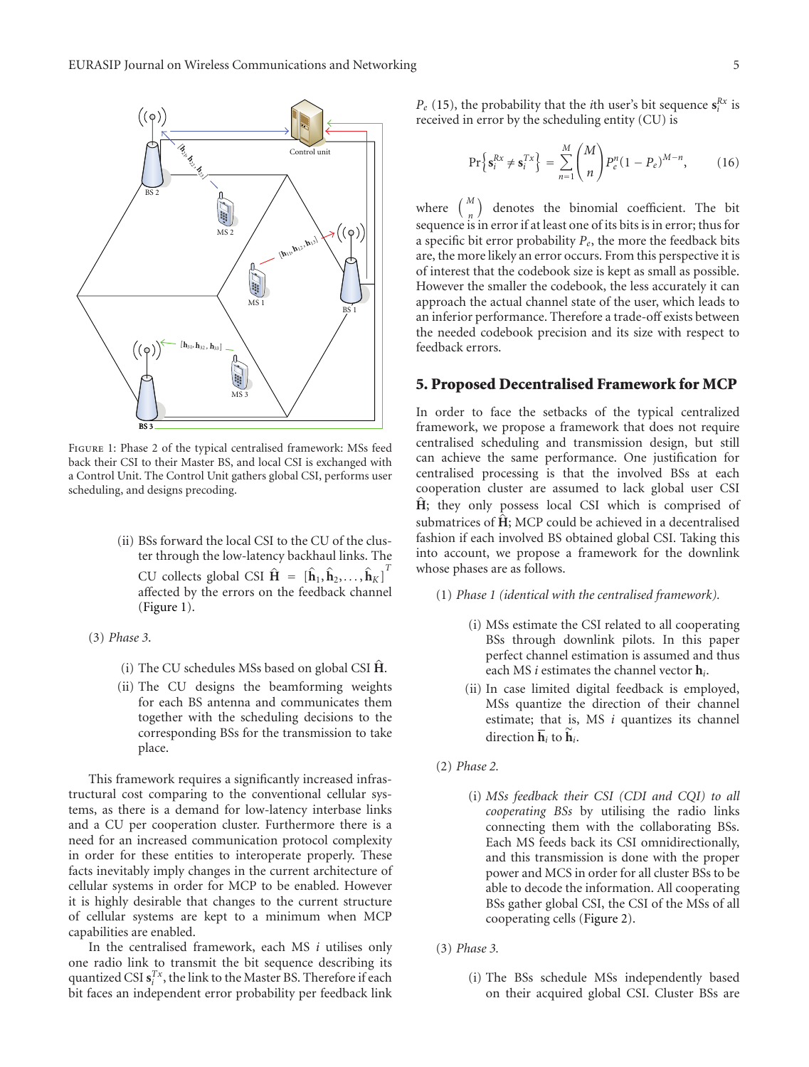Figure 1: Phase 2 of the typical centralised framework: MSs feed back their CSI to their Master BS, and local CSI is exchanged with a Control Unit. The Control Unit gathers global CSI, performs user scheduling, and designs precoding.

- (ii) BSs forward the local CSI to the CU of the cluster through the low-latency backhaul links. The CU collects global CSI $\hat{\mathbf{H}} = [\hat{\mathbf{h}}_1, \hat{\mathbf{h}}_2, \ldots, \hat{\mathbf{h}}_K]^T$ affected by the errors on the feedback channel (Figure 1).

(3) *Phase 3.*

- (i) The CU schedules MSs based on global CSI $\hat{\mathbf{H}}$.
- (ii) The CU designs the beamforming weights for each BS antenna and communicates them together with the scheduling decisions to the corresponding BSs for the transmission to take place.

This framework requires a significantly increased infrastructural cost comparing to the conventional cellular systems, as there is a demand for low-latency interbase links and a CU per cooperation cluster. Furthermore there is a need for an increased communication protocol complexity in order for these entities to interoperate properly. These facts inevitably imply changes in the current architecture of cellular systems in order for MCP to be enabled. However it is highly desirable that changes to the current structure of cellular systems are kept to a minimum when MCP capabilities are enabled.

In the centralised framework, each MS $i$ utilises only one radio link to transmit the bit sequence describing its quantized CSI $\mathbf{s}_i^{Tx}$, the link to the Master BS. Therefore if each bit faces an independent error probability per feedback link $P_e$ (15), the probability that the $i$th user's bit sequence $\mathbf{s}_i^{Rx}$ is received in error by the scheduling entity (CU) is

$$\Pr\left\{\mathbf{s}_i^{Rx} \neq \mathbf{s}_i^{Tx}\right\} = \sum_{n=1}^{M} \binom{M}{n} P_e^n (1 - P_e)^{M-n}, \tag{16}$$

where $\binom{M}{n}$ denotes the binomial coefficient. The bit sequence is in error if at least one of its bits is in error; thus for a specific bit error probability $P_e$, the more the feedback bits are, the more likely an error occurs. From this perspective it is of interest that the codebook size is kept as small as possible. However the smaller the codebook, the less accurately it can approach the actual channel state of the user, which leads to an inferior performance. Therefore a trade-off exists between the needed codebook precision and its size with respect to feedback errors.

## 5. Proposed Decentralised Framework for MCP

In order to face the setbacks of the typical centralized framework, we propose a framework that does not require centralised scheduling and transmission design, but still can achieve the same performance. One justification for centralised processing is that the involved BSs at each cooperation cluster are assumed to lack global user CSI $\hat{\mathbf{H}}$; they only possess local CSI which is comprised of submatrices of $\hat{\mathbf{H}}$; MCP could be achieved in a decentralised fashion if each involved BS obtained global CSI. Taking this into account, we propose a framework for the downlink whose phases are as follows.

(1) *Phase 1 (identical with the centralised framework).*

- (i) MSs estimate the CSI related to all cooperating BSs through downlink pilots. In this paper perfect channel estimation is assumed and thus each MS $i$ estimates the channel vector $\mathbf{h}_i$.
- (ii) In case limited digital feedback is employed, MSs quantize the direction of their channel estimate; that is, MS $i$ quantizes its channel direction $\overline{\mathbf{h}}_i$ to $\widetilde{\mathbf{h}}_i$.

(2) *Phase 2.*

- (i) *MSs feedback their CSI (CDI and CQI) to all cooperating BSs* by utilising the radio links connecting them with the collaborating BSs. Each MS feeds back its CSI omnidirectionally, and this transmission is done with the proper power and MCS in order for all cluster BSs to be able to decode the information. All cooperating BSs gather global CSI, the CSI of the MSs of all cooperating cells (Figure 2).

(3) *Phase 3.*

- (i) The BSs schedule MSs independently based on their acquired global CSI. Cluster BSs are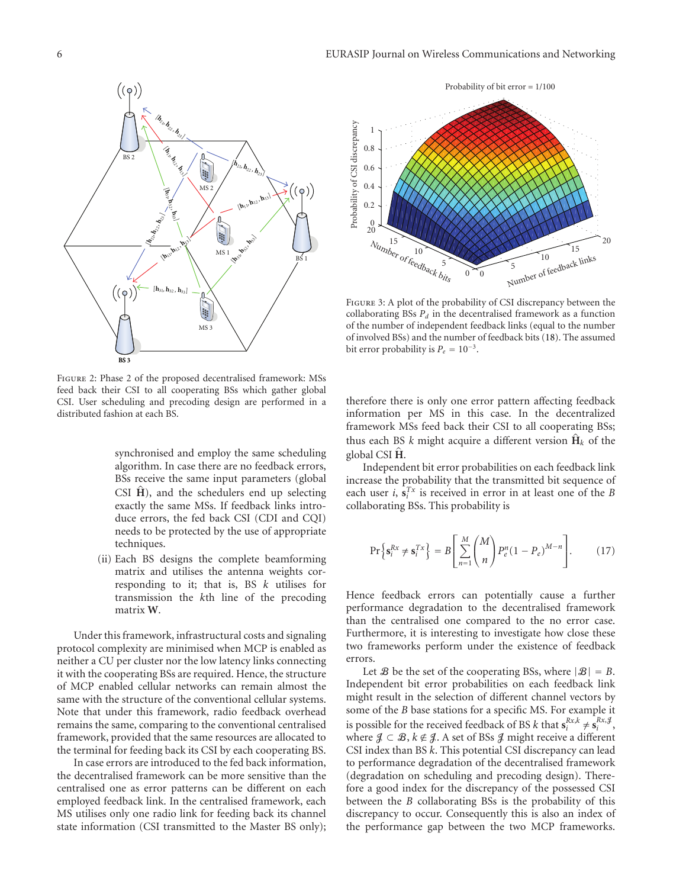FIGURE 2: Phase 2 of the proposed decentralised framework: MSs feed back their CSI to all cooperating BSs which gather global CSI. User scheduling and precoding design are performed in a distributed fashion at each BS.

FIGURE 3: A plot of the probability of CSI discrepancy between the collaborating BSs $P_d$ in the decentralised framework as a function of the number of independent feedback links (equal to the number of involved BSs) and the number of feedback bits (18). The assumed bit error probability is $P_e = 10^{-3}$.

synchronised and employ the same scheduling algorithm. In case there are no feedback errors, BSs receive the same input parameters (global CSI $\widehat{\mathbf{H}}$), and the schedulers end up selecting exactly the same MSs. If feedback links introduce errors, the fed back CSI (CDI and CQI) needs to be protected by the use of appropriate techniques.

(ii) Each BS designs the complete beamforming matrix and utilises the antenna weights corresponding to it; that is, BS $k$ utilises for transmission the $k$th line of the precoding matrix $\mathbf{W}$.

Under this framework, infrastructural costs and signaling protocol complexity are minimised when MCP is enabled as neither a CU per cluster nor the low latency links connecting it with the cooperating BSs are required. Hence, the structure of MCP enabled cellular networks can remain almost the same with the structure of the conventional cellular systems. Note that under this framework, radio feedback overhead remains the same, comparing to the conventional centralised framework, provided that the same resources are allocated to the terminal for feeding back its CSI by each cooperating BS.

In case errors are introduced to the fed back information, the decentralised framework can be more sensitive than the centralised one as error patterns can be different on each employed feedback link. In the centralised framework, each MS utilises only one radio link for feeding back its channel state information (CSI transmitted to the Master BS only); therefore there is only one error pattern affecting feedback information per MS in this case. In the decentralized framework MSs feed back their CSI to all cooperating BSs; thus each BS $k$ might acquire a different version $\widehat{\mathbf{H}}_k$ of the global CSI $\widehat{\mathbf{H}}$.

Independent bit error probabilities on each feedback link increase the probability that the transmitted bit sequence of each user $i$, $\mathbf{s}_i^{Tx}$ is received in error in at least one of the $B$ collaborating BSs. This probability is

$$\Pr\left\{\mathbf{s}_i^{Rx} \neq \mathbf{s}_i^{Tx}\right\} = B\left[\sum_{n=1}^{M}\binom{M}{n}P_e^n(1-P_e)^{M-n}\right]. \tag{17}$$

Hence feedback errors can potentially cause a further performance degradation to the decentralised framework than the centralised one compared to the no error case. Furthermore, it is interesting to investigate how close these two frameworks perform under the existence of feedback errors.

Let $\mathcal{B}$ be the set of the cooperating BSs, where $|\mathcal{B}| = B$. Independent bit error probabilities on each feedback link might result in the selection of different channel vectors by some of the $B$ base stations for a specific MS. For example it is possible for the received feedback of BS $k$ that $\mathbf{s}_i^{Rx,k} \neq \mathbf{s}_i^{Rx,\mathcal{J}}$, where $\mathcal{J} \subset \mathcal{B}$, $k \notin \mathcal{J}$. A set of BSs $\mathcal{J}$ might receive a different CSI index than BS $k$. This potential CSI discrepancy can lead to performance degradation of the decentralised framework (degradation on scheduling and precoding design). Therefore a good index for the discrepancy of the possessed CSI between the $B$ collaborating BSs is the probability of this discrepancy to occur. Consequently this is also an index of the performance gap between the two MCP frameworks.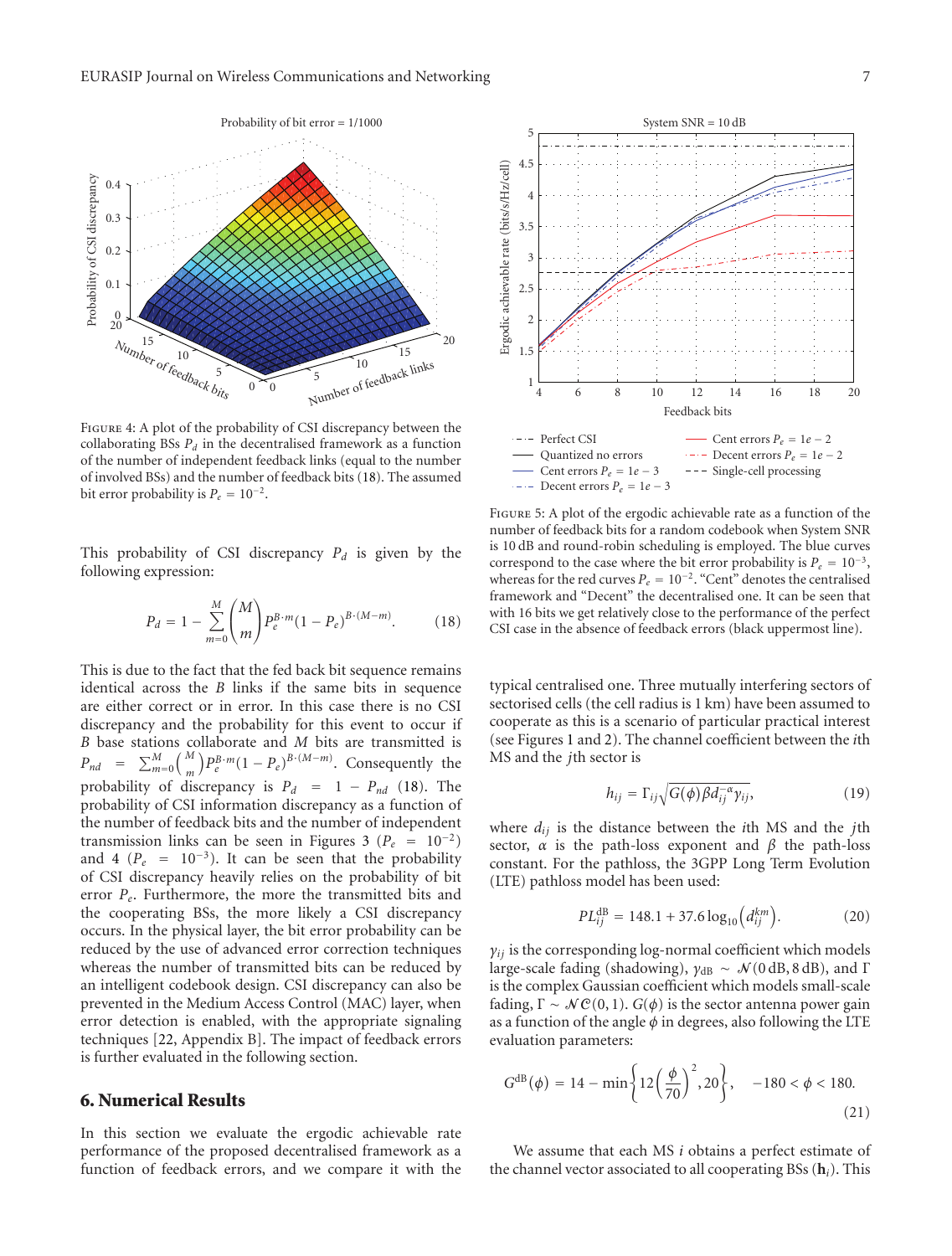Figure 4: A plot of the probability of CSI discrepancy between the collaborating BSs $P_d$ in the decentralised framework as a function of the number of independent feedback links (equal to the number of involved BSs) and the number of feedback bits (18). The assumed bit error probability is $P_e = 10^{-2}$.

This probability of CSI discrepancy $P_d$ is given by the following expression:

$$P_d = 1 - \sum_{m=0}^{M} \binom{M}{m} P_e^{B\cdot m}(1 - P_e)^{B\cdot(M-m)}. \tag{18}$$

This is due to the fact that the fed back bit sequence remains identical across the $B$ links if the same bits in sequence are either correct or in error. In this case there is no CSI discrepancy and the probability for this event to occur if $B$ base stations collaborate and $M$ bits are transmitted is $P_{nd} = \sum_{m=0}^{M} \binom{M}{m} P_e^{B\cdot m}(1 - P_e)^{B\cdot(M-m)}$. Consequently the probability of discrepancy is $P_d = 1 - P_{nd}$ (18). The probability of CSI information discrepancy as a function of the number of feedback bits and the number of independent transmission links can be seen in Figures 3 ($P_e = 10^{-2}$) and 4 ($P_e = 10^{-3}$). It can be seen that the probability of CSI discrepancy heavily relies on the probability of bit error $P_e$. Furthermore, the more the transmitted bits and the cooperating BSs, the more likely a CSI discrepancy occurs. In the physical layer, the bit error probability can be reduced by the use of advanced error correction techniques whereas the number of transmitted bits can be reduced by an intelligent codebook design. CSI discrepancy can also be prevented in the Medium Access Control (MAC) layer, when error detection is enabled, with the appropriate signaling techniques [22, Appendix B]. The impact of feedback errors is further evaluated in the following section.

## 6. Numerical Results

In this section we evaluate the ergodic achievable rate performance of the proposed decentralised framework as a function of feedback errors, and we compare it with the typical centralised one. Three mutually interfering sectors of sectorised cells (the cell radius is 1 km) have been assumed to cooperate as this is a scenario of particular practical interest (see Figures 1 and 2). The channel coefficient between the $i$th MS and the $j$th sector is

$$h_{ij} = \Gamma_{ij}\sqrt{G(\phi)\beta d_{ij}^{-\alpha}\gamma_{ij}}, \tag{19}$$

where $d_{ij}$ is the distance between the $i$th MS and the $j$th sector, $\alpha$ is the path-loss exponent and $\beta$ the path-loss constant. For the pathloss, the 3GPP Long Term Evolution (LTE) pathloss model has been used:

$$PL_{ij}^{\mathrm{dB}} = 148.1 + 37.6\log_{10}\left(d_{ij}^{km}\right). \tag{20}$$

$\gamma_{ij}$ is the corresponding log-normal coefficient which models large-scale fading (shadowing), $\gamma_{\mathrm{dB}} \sim \mathcal{N}(0\,\mathrm{dB}, 8\,\mathrm{dB})$, and $\Gamma$ is the complex Gaussian coefficient which models small-scale fading, $\Gamma \sim \mathcal{NC}(0,1)$. $G(\phi)$ is the sector antenna power gain as a function of the angle $\phi$ in degrees, also following the LTE evaluation parameters:

$$G^{\mathrm{dB}}(\phi) = 14 - \min\left\{12\left(\frac{\phi}{70}\right)^2, 20\right\}, \quad -180 < \phi < 180. \tag{21}$$

We assume that each MS $i$ obtains a perfect estimate of the channel vector associated to all cooperating BSs ($\mathbf{h}_i$). This

Figure 5: A plot of the ergodic achievable rate as a function of the number of feedback bits for a random codebook when System SNR is 10 dB and round-robin scheduling is employed. The blue curves correspond to the case where the bit error probability is $P_e = 10^{-3}$, whereas for the red curves $P_e = 10^{-2}$. "Cent" denotes the centralised framework and "Decent" the decentralised one. It can be seen that with 16 bits we get relatively close to the performance of the perfect CSI case in the absence of feedback errors (black uppermost line).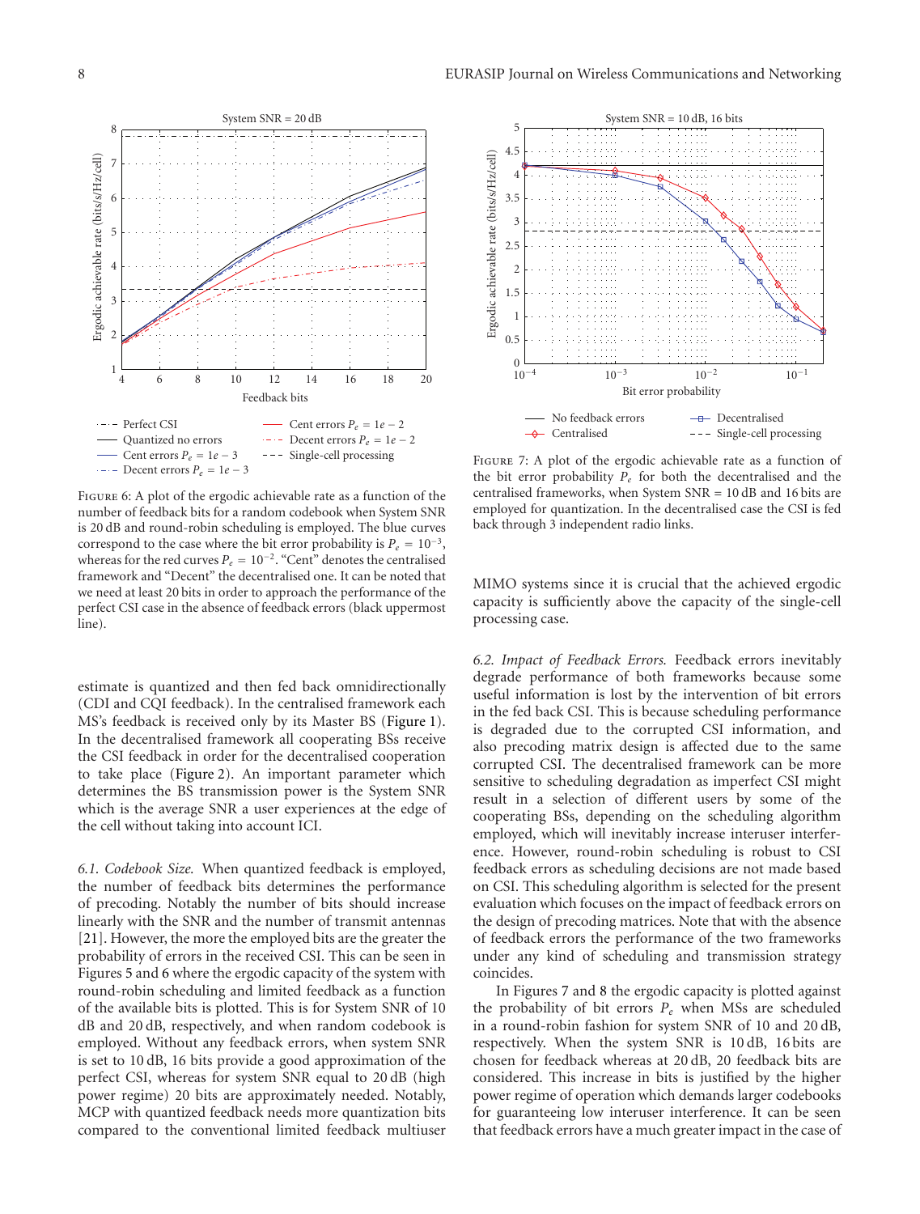Figure 6: A plot of the ergodic achievable rate as a function of the number of feedback bits for a random codebook when System SNR is 20 dB and round-robin scheduling is employed. The blue curves correspond to the case where the bit error probability is $P_e = 10^{-3}$, whereas for the red curves $P_e = 10^{-2}$. "Cent" denotes the centralised framework and "Decent" the decentralised one. It can be noted that we need at least 20 bits in order to approach the performance of the perfect CSI case in the absence of feedback errors (black uppermost line).

Figure 7: A plot of the ergodic achievable rate as a function of the bit error probability $P_e$ for both the decentralised and the centralised frameworks, when System SNR = 10 dB and 16 bits are employed for quantization. In the decentralised case the CSI is fed back through 3 independent radio links.

estimate is quantized and then fed back omnidirectionally (CDI and CQI feedback). In the centralised framework each MS's feedback is received only by its Master BS (Figure 1). In the decentralised framework all cooperating BSs receive the CSI feedback in order for the decentralised cooperation to take place (Figure 2). An important parameter which determines the BS transmission power is the System SNR which is the average SNR a user experiences at the edge of the cell without taking into account ICI.

*6.1. Codebook Size.* When quantized feedback is employed, the number of feedback bits determines the performance of precoding. Notably the number of bits should increase linearly with the SNR and the number of transmit antennas [21]. However, the more the employed bits are the greater the probability of errors in the received CSI. This can be seen in Figures 5 and 6 where the ergodic capacity of the system with round-robin scheduling and limited feedback as a function of the available bits is plotted. This is for System SNR of 10 dB and 20 dB, respectively, and random codebook is employed. Without any feedback errors, when system SNR is set to 10 dB, 16 bits provide a good approximation of the perfect CSI, whereas for system SNR equal to 20 dB (high power regime) 20 bits are approximately needed. Notably, MCP with quantized feedback needs more quantization bits compared to the conventional limited feedback multiuser MIMO systems since it is crucial that the achieved ergodic capacity is sufficiently above the capacity of the single-cell processing case.

*6.2. Impact of Feedback Errors.* Feedback errors inevitably degrade performance of both frameworks because some useful information is lost by the intervention of bit errors in the fed back CSI. This is because scheduling performance is degraded due to the corrupted CSI information, and also precoding matrix design is affected due to the same corrupted CSI. The decentralised framework can be more sensitive to scheduling degradation as imperfect CSI might result in a selection of different users by some of the cooperating BSs, depending on the scheduling algorithm employed, which will inevitably increase interuser interference. However, round-robin scheduling is robust to CSI feedback errors as scheduling decisions are not made based on CSI. This scheduling algorithm is selected for the present evaluation which focuses on the impact of feedback errors on the design of precoding matrices. Note that with the absence of feedback errors the performance of the two frameworks under any kind of scheduling and transmission strategy coincides.

In Figures 7 and 8 the ergodic capacity is plotted against the probability of bit errors $P_e$ when MSs are scheduled in a round-robin fashion for system SNR of 10 and 20 dB, respectively. When the system SNR is 10 dB, 16 bits are chosen for feedback whereas at 20 dB, 20 feedback bits are considered. This increase in bits is justified by the higher power regime of operation which demands larger codebooks for guaranteeing low interuser interference. It can be seen that feedback errors have a much greater impact in the case of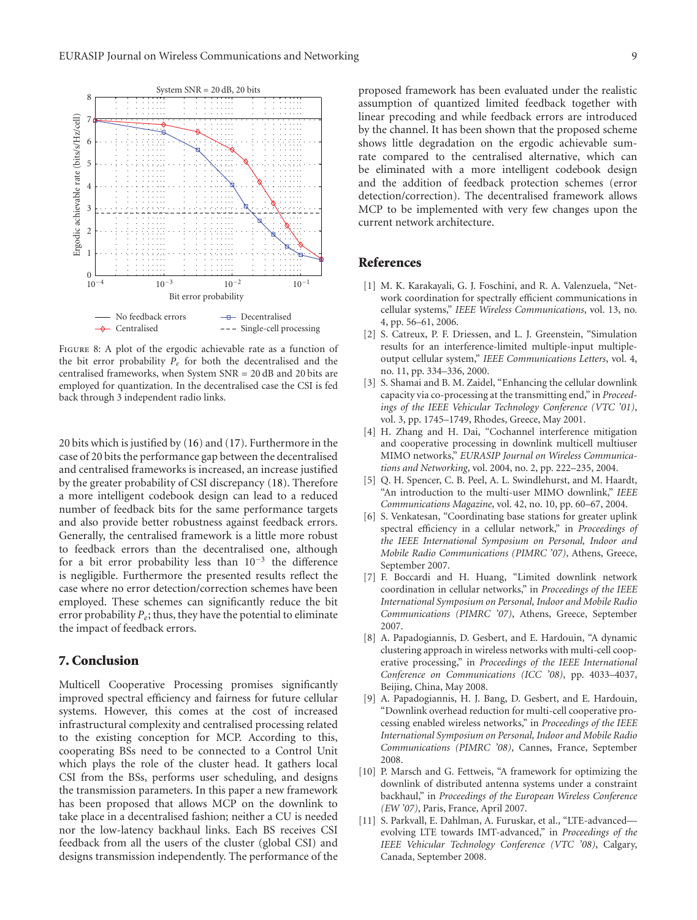Figure 8: A plot of the ergodic achievable rate as a function of the bit error probability $P_e$ for both the decentralised and the centralised frameworks, when System SNR = 20 dB and 20 bits are employed for quantization. In the decentralised case the CSI is fed back through 3 independent radio links.

20 bits which is justified by (16) and (17). Furthermore in the case of 20 bits the performance gap between the decentralised and centralised frameworks is increased, an increase justified by the greater probability of CSI discrepancy (18). Therefore a more intelligent codebook design can lead to a reduced number of feedback bits for the same performance targets and also provide better robustness against feedback errors. Generally, the centralised framework is a little more robust to feedback errors than the decentralised one, although for a bit error probability less than $10^{-3}$ the difference is negligible. Furthermore the presented results reflect the case where no error detection/correction schemes have been employed. These schemes can significantly reduce the bit error probability $P_e$; thus, they have the potential to eliminate the impact of feedback errors.

## 7. Conclusion

Multicell Cooperative Processing promises significantly improved spectral efficiency and fairness for future cellular systems. However, this comes at the cost of increased infrastructural complexity and centralised processing related to the existing conception for MCP. According to this, cooperating BSs need to be connected to a Control Unit which plays the role of the cluster head. It gathers local CSI from the BSs, performs user scheduling, and designs the transmission parameters. In this paper a new framework has been proposed that allows MCP on the downlink to take place in a decentralised fashion; neither a CU is needed nor the low-latency backhaul links. Each BS receives CSI feedback from all the users of the cluster (global CSI) and designs transmission independently. The performance of the proposed framework has been evaluated under the realistic assumption of quantized limited feedback together with linear precoding and while feedback errors are introduced by the channel. It has been shown that the proposed scheme shows little degradation on the ergodic achievable sum-rate compared to the centralised alternative, which can be eliminated with a more intelligent codebook design and the addition of feedback protection schemes (error detection/correction). The decentralised framework allows MCP to be implemented with very few changes upon the current network architecture.

## References

[1] M. K. Karakayali, G. J. Foschini, and R. A. Valenzuela, "Network coordination for spectrally efficient communications in cellular systems," *IEEE Wireless Communications*, vol. 13, no. 4, pp. 56–61, 2006.

[2] S. Catreux, P. F. Driessen, and L. J. Greenstein, "Simulation results for an interference-limited multiple-input multiple-output cellular system," *IEEE Communications Letters*, vol. 4, no. 11, pp. 334–336, 2000.

[3] S. Shamai and B. M. Zaidel, "Enhancing the cellular downlink capacity via co-processing at the transmitting end," in *Proceedings of the IEEE Vehicular Technology Conference (VTC '01)*, vol. 3, pp. 1745–1749, Rhodes, Greece, May 2001.

[4] H. Zhang and H. Dai, "Cochannel interference mitigation and cooperative processing in downlink multicell multiuser MIMO networks," *EURASIP Journal on Wireless Communications and Networking*, vol. 2004, no. 2, pp. 222–235, 2004.

[5] Q. H. Spencer, C. B. Peel, A. L. Swindlehurst, and M. Haardt, "An introduction to the multi-user MIMO downlink," *IEEE Communications Magazine*, vol. 42, no. 10, pp. 60–67, 2004.

[6] S. Venkatesan, "Coordinating base stations for greater uplink spectral efficiency in a cellular network," in *Proceedings of the IEEE International Symposium on Personal, Indoor and Mobile Radio Communications (PIMRC '07)*, Athens, Greece, September 2007.

[7] F. Boccardi and H. Huang, "Limited downlink network coordination in cellular networks," in *Proceedings of the IEEE International Symposium on Personal, Indoor and Mobile Radio Communications (PIMRC '07)*, Athens, Greece, September 2007.

[8] A. Papadogiannis, D. Gesbert, and E. Hardouin, "A dynamic clustering approach in wireless networks with multi-cell cooperative processing," in *Proceedings of the IEEE International Conference on Communications (ICC '08)*, pp. 4033–4037, Beijing, China, May 2008.

[9] A. Papadogiannis, H. J. Bang, D. Gesbert, and E. Hardouin, "Downlink overhead reduction for multi-cell cooperative processing enabled wireless networks," in *Proceedings of the IEEE International Symposium on Personal, Indoor and Mobile Radio Communications (PIMRC '08)*, Cannes, France, September 2008.

[10] P. Marsch and G. Fettweis, "A framework for optimizing the downlink of distributed antenna systems under a constraint backhaul," in *Proceedings of the European Wireless Conference (EW '07)*, Paris, France, April 2007.

[11] S. Parkvall, E. Dahlman, A. Furuskar, et al., "LTE-advanced—evolving LTE towards IMT-advanced," in *Proceedings of the IEEE Vehicular Technology Conference (VTC '08)*, Calgary, Canada, September 2008.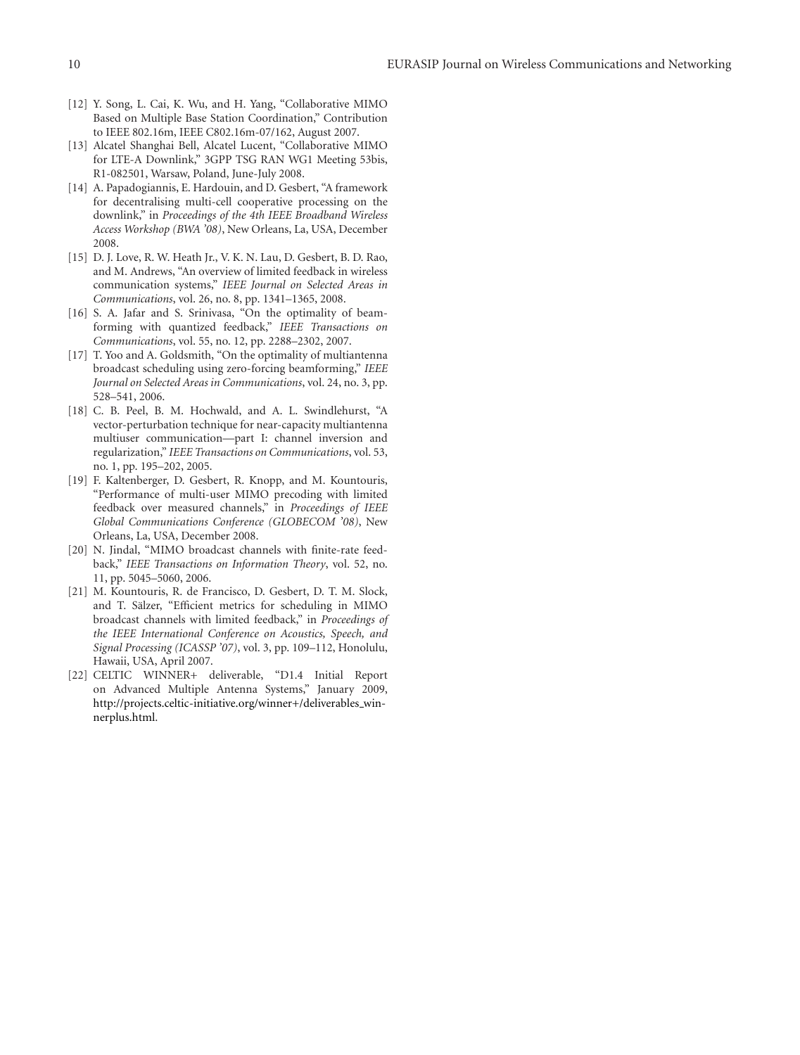[12] Y. Song, L. Cai, K. Wu, and H. Yang, "Collaborative MIMO Based on Multiple Base Station Coordination," Contribution to IEEE 802.16m, IEEE C802.16m-07/162, August 2007.

[13] Alcatel Shanghai Bell, Alcatel Lucent, "Collaborative MIMO for LTE-A Downlink," 3GPP TSG RAN WG1 Meeting 53bis, R1-082501, Warsaw, Poland, June-July 2008.

[14] A. Papadogiannis, E. Hardouin, and D. Gesbert, "A framework for decentralising multi-cell cooperative processing on the downlink," in *Proceedings of the 4th IEEE Broadband Wireless Access Workshop (BWA '08)*, New Orleans, La, USA, December 2008.

[15] D. J. Love, R. W. Heath Jr., V. K. N. Lau, D. Gesbert, B. D. Rao, and M. Andrews, "An overview of limited feedback in wireless communication systems," *IEEE Journal on Selected Areas in Communications*, vol. 26, no. 8, pp. 1341–1365, 2008.

[16] S. A. Jafar and S. Srinivasa, "On the optimality of beamforming with quantized feedback," *IEEE Transactions on Communications*, vol. 55, no. 12, pp. 2288–2302, 2007.

[17] T. Yoo and A. Goldsmith, "On the optimality of multiantenna broadcast scheduling using zero-forcing beamforming," *IEEE Journal on Selected Areas in Communications*, vol. 24, no. 3, pp. 528–541, 2006.

[18] C. B. Peel, B. M. Hochwald, and A. L. Swindlehurst, "A vector-perturbation technique for near-capacity multiantenna multiuser communication—part I: channel inversion and regularization," *IEEE Transactions on Communications*, vol. 53, no. 1, pp. 195–202, 2005.

[19] F. Kaltenberger, D. Gesbert, R. Knopp, and M. Kountouris, "Performance of multi-user MIMO precoding with limited feedback over measured channels," in *Proceedings of IEEE Global Communications Conference (GLOBECOM '08)*, New Orleans, La, USA, December 2008.

[20] N. Jindal, "MIMO broadcast channels with finite-rate feedback," *IEEE Transactions on Information Theory*, vol. 52, no. 11, pp. 5045–5060, 2006.

[21] M. Kountouris, R. de Francisco, D. Gesbert, D. T. M. Slock, and T. Sälzer, "Efficient metrics for scheduling in MIMO broadcast channels with limited feedback," in *Proceedings of the IEEE International Conference on Acoustics, Speech, and Signal Processing (ICASSP '07)*, vol. 3, pp. 109–112, Honolulu, Hawaii, USA, April 2007.

[22] CELTIC WINNER+ deliverable, "D1.4 Initial Report on Advanced Multiple Antenna Systems," January 2009, http://projects.celtic-initiative.org/winner+/deliverables_winnerplus.html.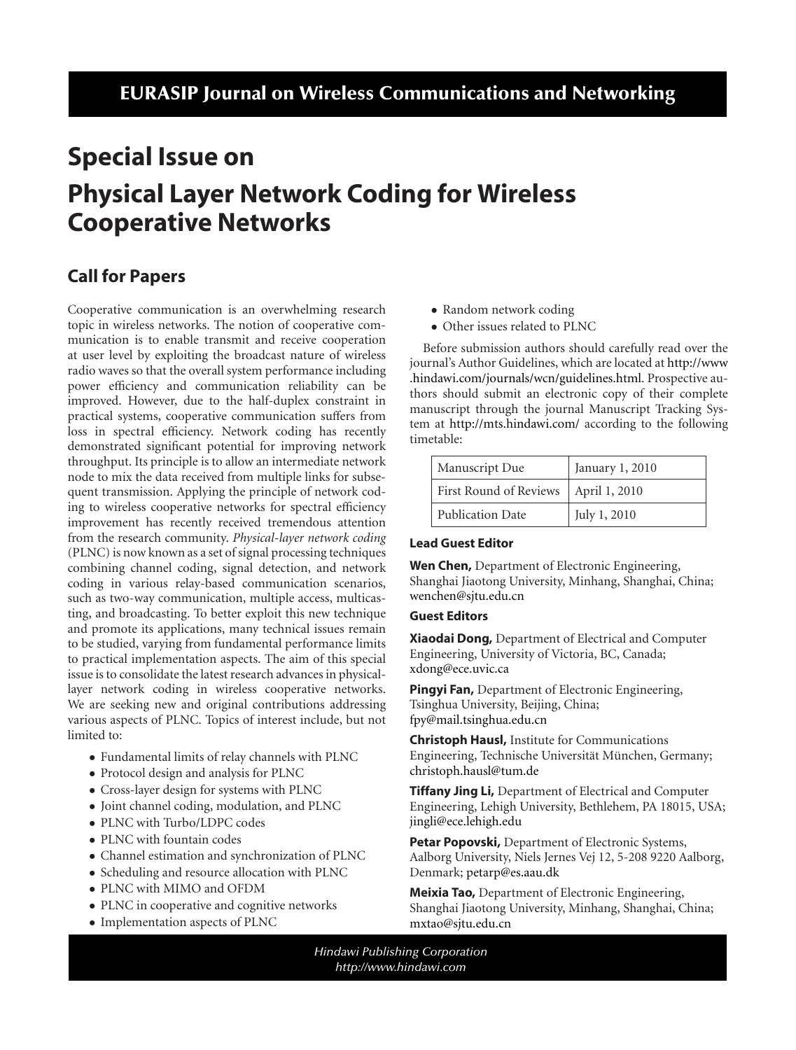**EURASIP Journal on Wireless Communications and Networking**

# Special Issue on Physical Layer Network Coding for Wireless Cooperative Networks

## Call for Papers

Cooperative communication is an overwhelming research topic in wireless networks. The notion of cooperative communication is to enable transmit and receive cooperation at user level by exploiting the broadcast nature of wireless radio waves so that the overall system performance including power efficiency and communication reliability can be improved. However, due to the half-duplex constraint in practical systems, cooperative communication suffers from loss in spectral efficiency. Network coding has recently demonstrated significant potential for improving network throughput. Its principle is to allow an intermediate network node to mix the data received from multiple links for subsequent transmission. Applying the principle of network coding to wireless cooperative networks for spectral efficiency improvement has recently received tremendous attention from the research community. *Physical-layer network coding* (PLNC) is now known as a set of signal processing techniques combining channel coding, signal detection, and network coding in various relay-based communication scenarios, such as two-way communication, multiple access, multicasting, and broadcasting. To better exploit this new technique and promote its applications, many technical issues remain to be studied, varying from fundamental performance limits to practical implementation aspects. The aim of this special issue is to consolidate the latest research advances in physical-layer network coding in wireless cooperative networks. We are seeking new and original contributions addressing various aspects of PLNC. Topics of interest include, but not limited to:

- Fundamental limits of relay channels with PLNC
- Protocol design and analysis for PLNC
- Cross-layer design for systems with PLNC
- Joint channel coding, modulation, and PLNC
- PLNC with Turbo/LDPC codes
- PLNC with fountain codes
- Channel estimation and synchronization of PLNC
- Scheduling and resource allocation with PLNC
- PLNC with MIMO and OFDM
- PLNC in cooperative and cognitive networks
- Implementation aspects of PLNC
- Random network coding
- Other issues related to PLNC

Before submission authors should carefully read over the journal's Author Guidelines, which are located at http://www.hindawi.com/journals/wcn/guidelines.html. Prospective authors should submit an electronic copy of their complete manuscript through the journal Manuscript Tracking System at http://mts.hindawi.com/ according to the following timetable:

| | |
|---|---|
| Manuscript Due | January 1, 2010 |
| First Round of Reviews | April 1, 2010 |
| Publication Date | July 1, 2010 |

### Lead Guest Editor

**Wen Chen,** Department of Electronic Engineering, Shanghai Jiaotong University, Minhang, Shanghai, China; wenchen@sjtu.edu.cn

### Guest Editors

**Xiaodai Dong,** Department of Electrical and Computer Engineering, University of Victoria, BC, Canada; xdong@ece.uvic.ca

**Pingyi Fan,** Department of Electronic Engineering, Tsinghua University, Beijing, China; fpy@mail.tsinghua.edu.cn

**Christoph Hausl,** Institute for Communications Engineering, Technische Universität München, Germany; christoph.hausl@tum.de

**Tiffany Jing Li,** Department of Electrical and Computer Engineering, Lehigh University, Bethlehem, PA 18015, USA; jingli@ece.lehigh.edu

**Petar Popovski,** Department of Electronic Systems, Aalborg University, Niels Jernes Vej 12, 5-208 9220 Aalborg, Denmark; petarp@es.aau.dk

**Meixia Tao,** Department of Electronic Engineering, Shanghai Jiaotong University, Minhang, Shanghai, China; mxtao@sjtu.edu.cn

*Hindawi Publishing Corporation*
*http://www.hindawi.com*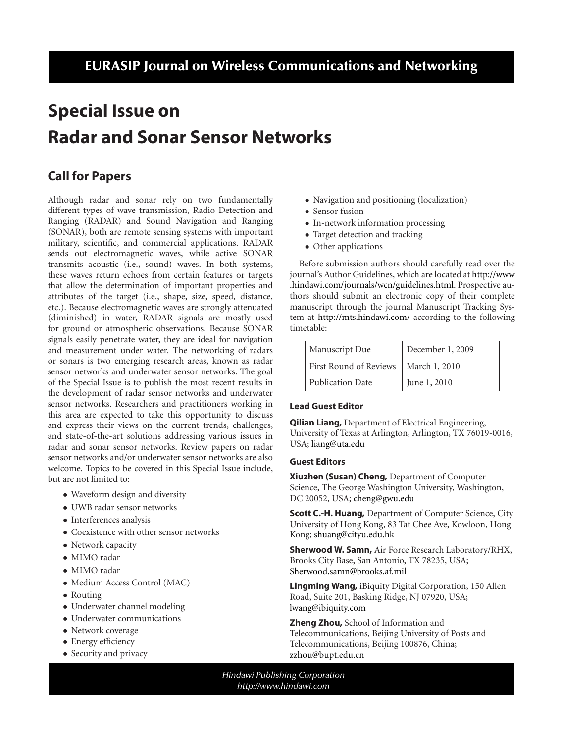# EURASIP Journal on Wireless Communications and Networking

# Special Issue on Radar and Sonar Sensor Networks

## Call for Papers

Although radar and sonar rely on two fundamentally different types of wave transmission, Radio Detection and Ranging (RADAR) and Sound Navigation and Ranging (SONAR), both are remote sensing systems with important military, scientific, and commercial applications. RADAR sends out electromagnetic waves, while active SONAR transmits acoustic (i.e., sound) waves. In both systems, these waves return echoes from certain features or targets that allow the determination of important properties and attributes of the target (i.e., shape, size, speed, distance, etc.). Because electromagnetic waves are strongly attenuated (diminished) in water, RADAR signals are mostly used for ground or atmospheric observations. Because SONAR signals easily penetrate water, they are ideal for navigation and measurement under water. The networking of radars or sonars is two emerging research areas, known as radar sensor networks and underwater sensor networks. The goal of the Special Issue is to publish the most recent results in the development of radar sensor networks and underwater sensor networks. Researchers and practitioners working in this area are expected to take this opportunity to discuss and express their views on the current trends, challenges, and state-of-the-art solutions addressing various issues in radar and sonar sensor networks. Review papers on radar sensor networks and/or underwater sensor networks are also welcome. Topics to be covered in this Special Issue include, but are not limited to:

- Waveform design and diversity
- UWB radar sensor networks
- Interferences analysis
- Coexistence with other sensor networks
- Network capacity
- MIMO radar
- MIMO radar
- Medium Access Control (MAC)
- Routing
- Underwater channel modeling
- Underwater communications
- Network coverage
- Energy efficiency
- Security and privacy
- Navigation and positioning (localization)
- Sensor fusion
- In-network information processing
- Target detection and tracking
- Other applications

Before submission authors should carefully read over the journal's Author Guidelines, which are located at http://www.hindawi.com/journals/wcn/guidelines.html. Prospective authors should submit an electronic copy of their complete manuscript through the journal Manuscript Tracking System at http://mts.hindawi.com/ according to the following timetable:

| Manuscript Due | December 1, 2009 |
|---|---|
| First Round of Reviews | March 1, 2010 |
| Publication Date | June 1, 2010 |

### Lead Guest Editor

**Qilian Liang,** Department of Electrical Engineering, University of Texas at Arlington, Arlington, TX 76019-0016, USA; liang@uta.edu

### Guest Editors

**Xiuzhen (Susan) Cheng,** Department of Computer Science, The George Washington University, Washington, DC 20052, USA; cheng@gwu.edu

**Scott C.-H. Huang,** Department of Computer Science, City University of Hong Kong, 83 Tat Chee Ave, Kowloon, Hong Kong; shuang@cityu.edu.hk

**Sherwood W. Samn,** Air Force Research Laboratory/RHX, Brooks City Base, San Antonio, TX 78235, USA; Sherwood.samn@brooks.af.mil

**Lingming Wang,** iBiquity Digital Corporation, 150 Allen Road, Suite 201, Basking Ridge, NJ 07920, USA; lwang@ibiquity.com

**Zheng Zhou,** School of Information and Telecommunications, Beijing University of Posts and Telecommunications, Beijing 100876, China; zzhou@bupt.edu.cn

*Hindawi Publishing Corporation*
*http://www.hindawi.com*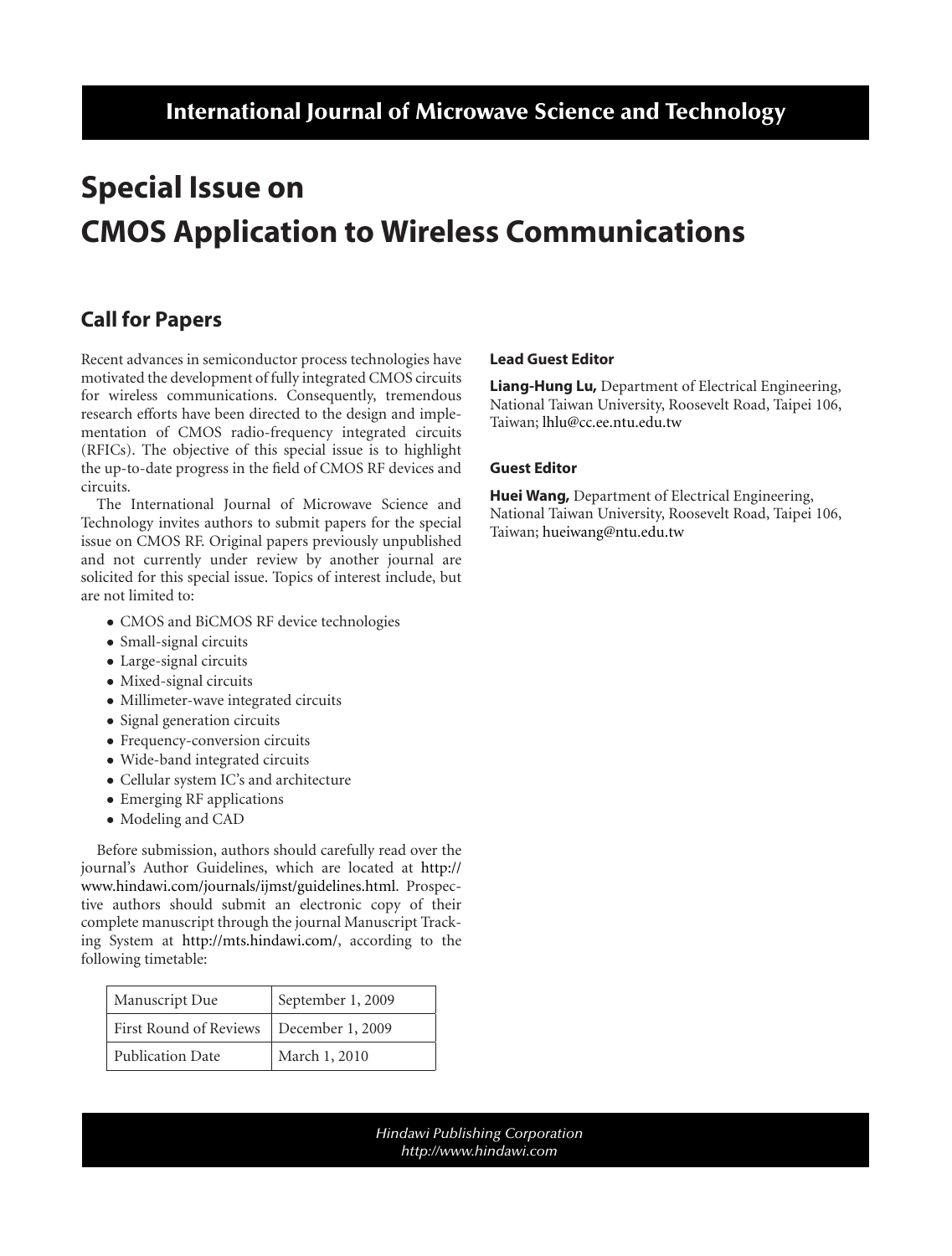# International Journal of Microwave Science and Technology

# Special Issue on CMOS Application to Wireless Communications

## Call for Papers

Recent advances in semiconductor process technologies have motivated the development of fully integrated CMOS circuits for wireless communications. Consequently, tremendous research efforts have been directed to the design and implementation of CMOS radio-frequency integrated circuits (RFICs). The objective of this special issue is to highlight the up-to-date progress in the field of CMOS RF devices and circuits.

The International Journal of Microwave Science and Technology invites authors to submit papers for the special issue on CMOS RF. Original papers previously unpublished and not currently under review by another journal are solicited for this special issue. Topics of interest include, but are not limited to:

- CMOS and BiCMOS RF device technologies
- Small-signal circuits
- Large-signal circuits
- Mixed-signal circuits
- Millimeter-wave integrated circuits
- Signal generation circuits
- Frequency-conversion circuits
- Wide-band integrated circuits
- Cellular system IC's and architecture
- Emerging RF applications
- Modeling and CAD

Before submission, authors should carefully read over the journal's Author Guidelines, which are located at http://www.hindawi.com/journals/ijmst/guidelines.html. Prospective authors should submit an electronic copy of their complete manuscript through the journal Manuscript Tracking System at http://mts.hindawi.com/, according to the following timetable:

| | |
|---|---|
| Manuscript Due | September 1, 2009 |
| First Round of Reviews | December 1, 2009 |
| Publication Date | March 1, 2010 |

### Lead Guest Editor

**Liang-Hung Lu,** Department of Electrical Engineering, National Taiwan University, Roosevelt Road, Taipei 106, Taiwan; lhlu@cc.ee.ntu.edu.tw

### Guest Editor

**Huei Wang,** Department of Electrical Engineering, National Taiwan University, Roosevelt Road, Taipei 106, Taiwan; hueiwang@ntu.edu.tw

*Hindawi Publishing Corporation*
*http://www.hindawi.com*